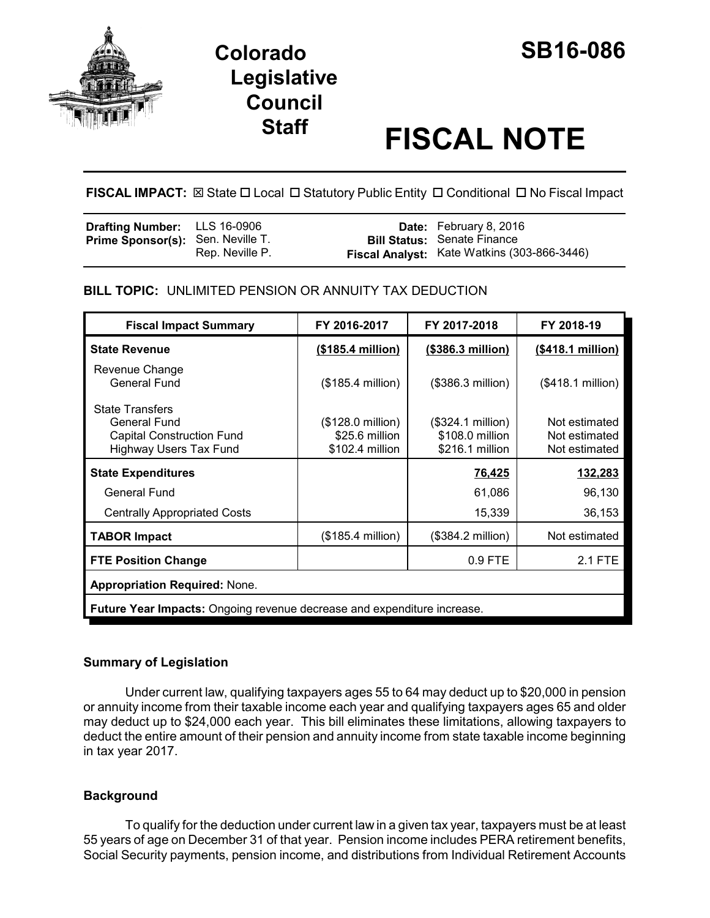# Colorado Legislative Council Staff

# SB16-086

# FISCAL NOTE

**FISCAL IMPACT:** ☒ State ☐ Local ☐ Statutory Public Entity ☐ Conditional ☐ No Fiscal Impact

| | | | |
|---|---|---|---|
| **Drafting Number:** | LLS 16-0906 | **Date:** | February 8, 2016 |
| **Prime Sponsor(s):** | Sen. Neville T.<br>Rep. Neville P. | **Bill Status:** | Senate Finance |
| | | **Fiscal Analyst:** | Kate Watkins (303-866-3446) |

**BILL TOPIC:** UNLIMITED PENSION OR ANNUITY TAX DEDUCTION

| Fiscal Impact Summary | FY 2016-2017 | FY 2017-2018 | FY 2018-19 |
|---|---|---|---|
| **State Revenue** | **($185.4 million)** | **($386.3 million)** | **($418.1 million)** |
| Revenue Change<br>General Fund | ($185.4 million) | ($386.3 million) | ($418.1 million) |
| State Transfers | | | |
| General Fund | ($128.0 million) | ($324.1 million) | Not estimated |
| Capital Construction Fund | $25.6 million | $108.0 million | Not estimated |
| Highway Users Tax Fund | $102.4 million | $216.1 million | Not estimated |
| **State Expenditures** | | **76,425** | **132,283** |
| General Fund | | 61,086 | 96,130 |
| Centrally Appropriated Costs | | 15,339 | 36,153 |
| **TABOR Impact** | ($185.4 million) | ($384.2 million) | Not estimated |
| **FTE Position Change** | | 0.9 FTE | 2.1 FTE |
| **Appropriation Required:** None. | | | |
| **Future Year Impacts:** Ongoing revenue decrease and expenditure increase. | | | |

## Summary of Legislation

Under current law, qualifying taxpayers ages 55 to 64 may deduct up to $20,000 in pension or annuity income from their taxable income each year and qualifying taxpayers ages 65 and older may deduct up to $24,000 each year. This bill eliminates these limitations, allowing taxpayers to deduct the entire amount of their pension and annuity income from state taxable income beginning in tax year 2017.

## Background

To qualify for the deduction under current law in a given tax year, taxpayers must be at least 55 years of age on December 31 of that year. Pension income includes PERA retirement benefits, Social Security payments, pension income, and distributions from Individual Retirement Accounts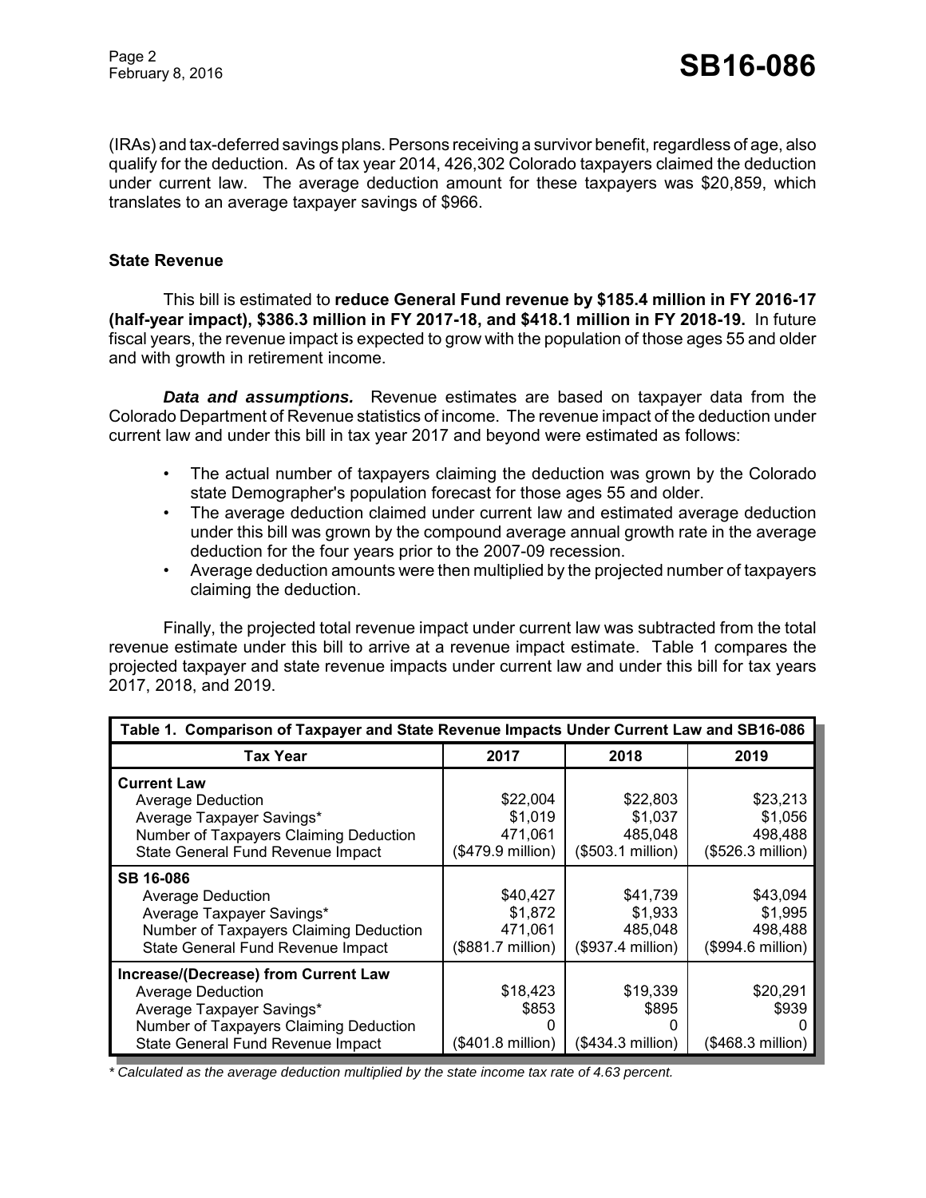(IRAs) and tax-deferred savings plans. Persons receiving a survivor benefit, regardless of age, also qualify for the deduction. As of tax year 2014, 426,302 Colorado taxpayers claimed the deduction under current law. The average deduction amount for these taxpayers was $20,859, which translates to an average taxpayer savings of $966.

### State Revenue

This bill is estimated to **reduce General Fund revenue by $185.4 million in FY 2016-17 (half-year impact), $386.3 million in FY 2017-18, and $418.1 million in FY 2018-19.** In future fiscal years, the revenue impact is expected to grow with the population of those ages 55 and older and with growth in retirement income.

***Data and assumptions.*** Revenue estimates are based on taxpayer data from the Colorado Department of Revenue statistics of income. The revenue impact of the deduction under current law and under this bill in tax year 2017 and beyond were estimated as follows:

- The actual number of taxpayers claiming the deduction was grown by the Colorado state Demographer's population forecast for those ages 55 and older.
- The average deduction claimed under current law and estimated average deduction under this bill was grown by the compound average annual growth rate in the average deduction for the four years prior to the 2007-09 recession.
- Average deduction amounts were then multiplied by the projected number of taxpayers claiming the deduction.

Finally, the projected total revenue impact under current law was subtracted from the total revenue estimate under this bill to arrive at a revenue impact estimate. Table 1 compares the projected taxpayer and state revenue impacts under current law and under this bill for tax years 2017, 2018, and 2019.

**Table 1. Comparison of Taxpayer and State Revenue Impacts Under Current Law and SB16-086**

| Tax Year | 2017 | 2018 | 2019 |
|---|---|---|---|
| **Current Law** | | | |
| Average Deduction | $22,004 | $22,803 | $23,213 |
| Average Taxpayer Savings* | $1,019 | $1,037 | $1,056 |
| Number of Taxpayers Claiming Deduction | 471,061 | 485,048 | 498,488 |
| State General Fund Revenue Impact | ($479.9 million) | ($503.1 million) | ($526.3 million) |
| **SB 16-086** | | | |
| Average Deduction | $40,427 | $41,739 | $43,094 |
| Average Taxpayer Savings* | $1,872 | $1,933 | $1,995 |
| Number of Taxpayers Claiming Deduction | 471,061 | 485,048 | 498,488 |
| State General Fund Revenue Impact | ($881.7 million) | ($937.4 million) | ($994.6 million) |
| **Increase/(Decrease) from Current Law** | | | |
| Average Deduction | $18,423 | $19,339 | $20,291 |
| Average Taxpayer Savings* | $853 | $895 | $939 |
| Number of Taxpayers Claiming Deduction | 0 | 0 | 0 |
| State General Fund Revenue Impact | ($401.8 million) | ($434.3 million) | ($468.3 million) |

*\* Calculated as the average deduction multiplied by the state income tax rate of 4.63 percent.*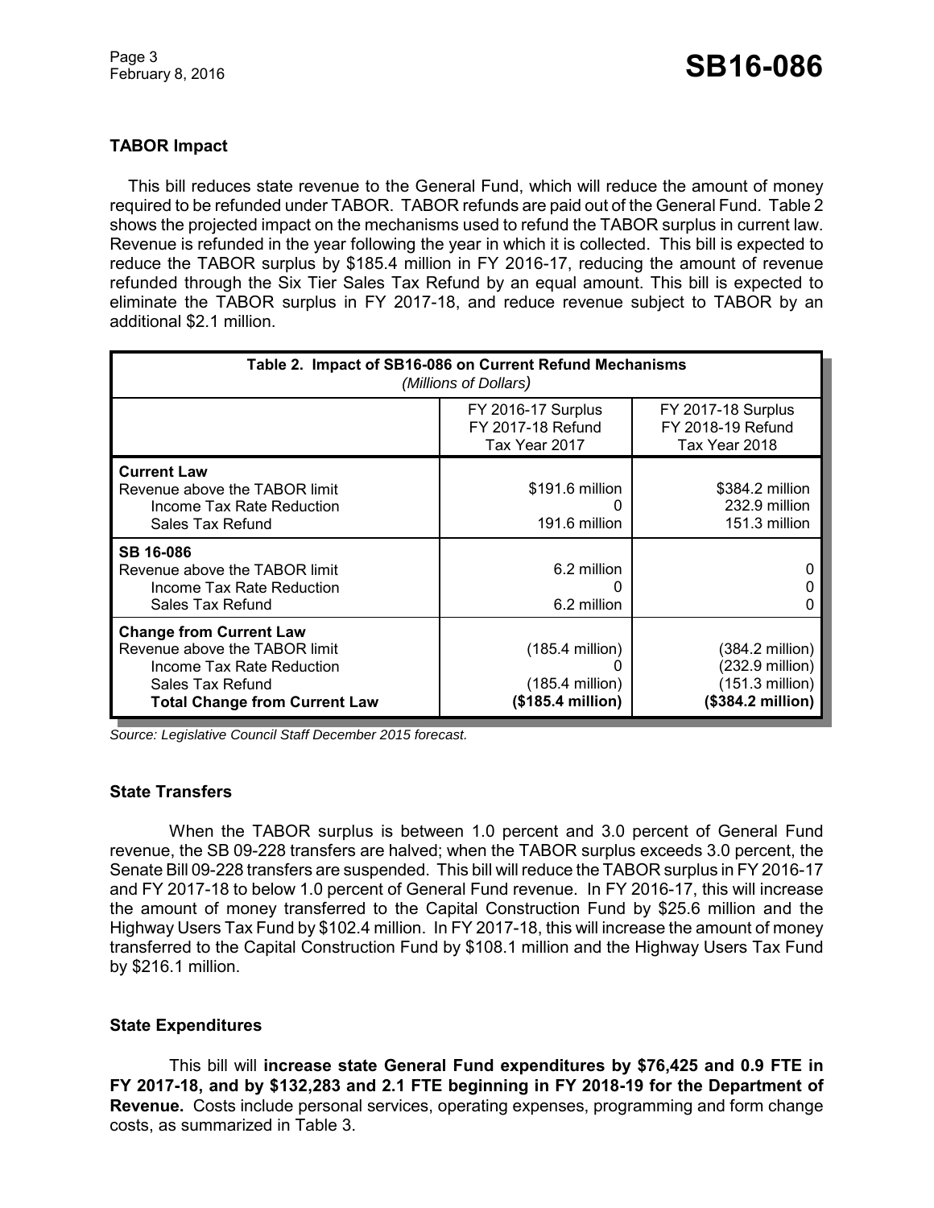## TABOR Impact

This bill reduces state revenue to the General Fund, which will reduce the amount of money required to be refunded under TABOR. TABOR refunds are paid out of the General Fund. Table 2 shows the projected impact on the mechanisms used to refund the TABOR surplus in current law. Revenue is refunded in the year following the year in which it is collected. This bill is expected to reduce the TABOR surplus by $185.4 million in FY 2016-17, reducing the amount of revenue refunded through the Six Tier Sales Tax Refund by an equal amount. This bill is expected to eliminate the TABOR surplus in FY 2017-18, and reduce revenue subject to TABOR by an additional $2.1 million.

| Table 2. Impact of SB16-086 on Current Refund Mechanisms *(Millions of Dollars)* | | |
|---|---|---|
| | FY 2016-17 Surplus<br>FY 2017-18 Refund<br>Tax Year 2017 | FY 2017-18 Surplus<br>FY 2018-19 Refund<br>Tax Year 2018 |
| **Current Law** | | |
| Revenue above the TABOR limit | $191.6 million | $384.2 million |
| Income Tax Rate Reduction | 0 | 232.9 million |
| Sales Tax Refund | 191.6 million | 151.3 million |
| **SB 16-086** | | |
| Revenue above the TABOR limit | 6.2 million | 0 |
| Income Tax Rate Reduction | 0 | 0 |
| Sales Tax Refund | 6.2 million | 0 |
| **Change from Current Law** | | |
| Revenue above the TABOR limit | (185.4 million) | (384.2 million) |
| Income Tax Rate Reduction | 0 | (232.9 million) |
| Sales Tax Refund | (185.4 million) | (151.3 million) |
| **Total Change from Current Law** | **($185.4 million)** | **($384.2 million)** |

*Source: Legislative Council Staff December 2015 forecast.*

## State Transfers

When the TABOR surplus is between 1.0 percent and 3.0 percent of General Fund revenue, the SB 09-228 transfers are halved; when the TABOR surplus exceeds 3.0 percent, the Senate Bill 09-228 transfers are suspended. This bill will reduce the TABOR surplus in FY 2016-17 and FY 2017-18 to below 1.0 percent of General Fund revenue. In FY 2016-17, this will increase the amount of money transferred to the Capital Construction Fund by $25.6 million and the Highway Users Tax Fund by $102.4 million. In FY 2017-18, this will increase the amount of money transferred to the Capital Construction Fund by $108.1 million and the Highway Users Tax Fund by $216.1 million.

## State Expenditures

This bill will **increase state General Fund expenditures by $76,425 and 0.9 FTE in FY 2017-18, and by $132,283 and 2.1 FTE beginning in FY 2018-19 for the Department of Revenue.** Costs include personal services, operating expenses, programming and form change costs, as summarized in Table 3.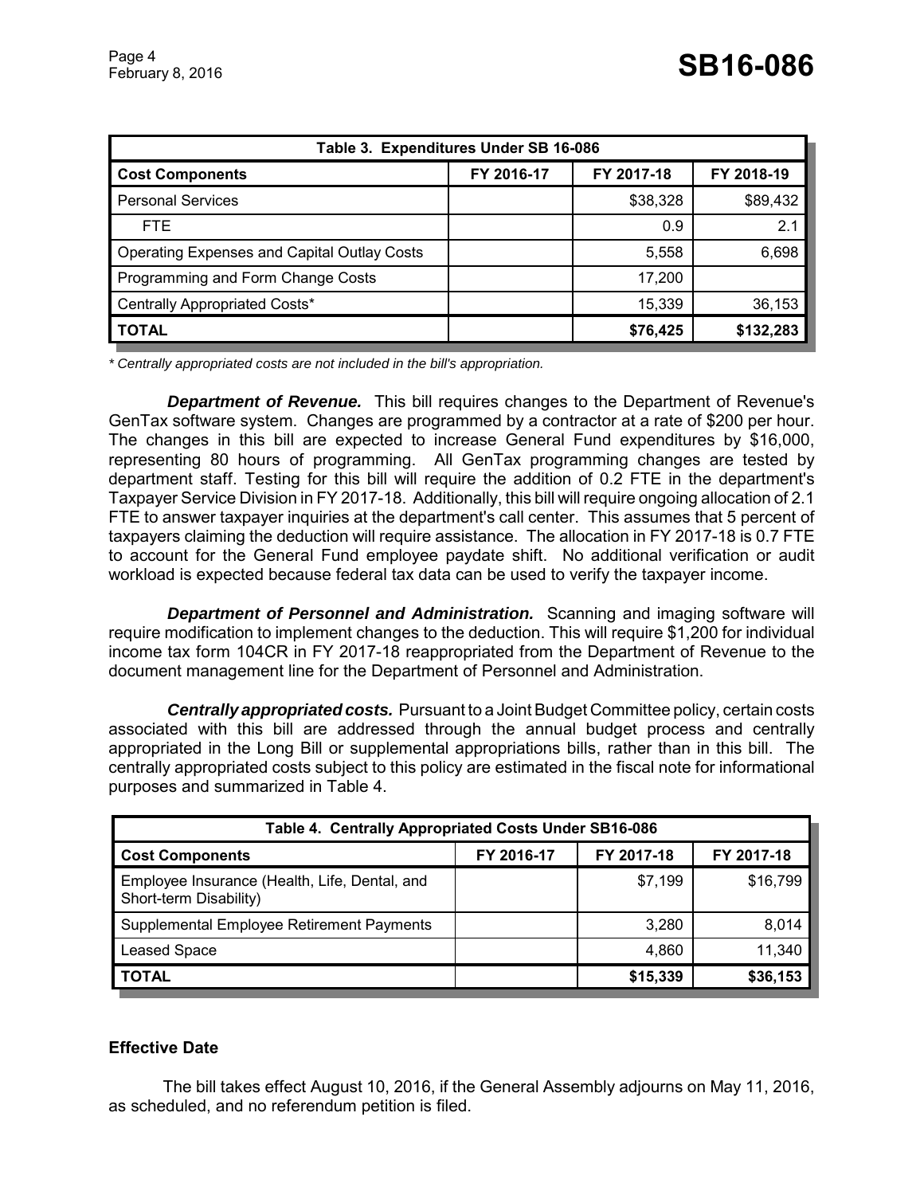| Table 3. Expenditures Under SB 16-086 | | | |
|---|---|---|---|
| **Cost Components** | **FY 2016-17** | **FY 2017-18** | **FY 2018-19** |
| Personal Services | | $38,328 | $89,432 |
| FTE | | 0.9 | 2.1 |
| Operating Expenses and Capital Outlay Costs | | 5,558 | 6,698 |
| Programming and Form Change Costs | | 17,200 | |
| Centrally Appropriated Costs* | | 15,339 | 36,153 |
| **TOTAL** | | **$76,425** | **$132,283** |

*\* Centrally appropriated costs are not included in the bill's appropriation.*

***Department of Revenue.*** This bill requires changes to the Department of Revenue's GenTax software system. Changes are programmed by a contractor at a rate of $200 per hour. The changes in this bill are expected to increase General Fund expenditures by $16,000, representing 80 hours of programming. All GenTax programming changes are tested by department staff. Testing for this bill will require the addition of 0.2 FTE in the department's Taxpayer Service Division in FY 2017-18. Additionally, this bill will require ongoing allocation of 2.1 FTE to answer taxpayer inquiries at the department's call center. This assumes that 5 percent of taxpayers claiming the deduction will require assistance. The allocation in FY 2017-18 is 0.7 FTE to account for the General Fund employee paydate shift. No additional verification or audit workload is expected because federal tax data can be used to verify the taxpayer income.

***Department of Personnel and Administration.*** Scanning and imaging software will require modification to implement changes to the deduction. This will require $1,200 for individual income tax form 104CR in FY 2017-18 reappropriated from the Department of Revenue to the document management line for the Department of Personnel and Administration.

***Centrally appropriated costs.*** Pursuant to a Joint Budget Committee policy, certain costs associated with this bill are addressed through the annual budget process and centrally appropriated in the Long Bill or supplemental appropriations bills, rather than in this bill. The centrally appropriated costs subject to this policy are estimated in the fiscal note for informational purposes and summarized in Table 4.

| Table 4. Centrally Appropriated Costs Under SB16-086 | | | |
|---|---|---|---|
| **Cost Components** | **FY 2016-17** | **FY 2017-18** | **FY 2017-18** |
| Employee Insurance (Health, Life, Dental, and Short-term Disability) | | $7,199 | $16,799 |
| Supplemental Employee Retirement Payments | | 3,280 | 8,014 |
| Leased Space | | 4,860 | 11,340 |
| **TOTAL** | | **$15,339** | **$36,153** |

### Effective Date

The bill takes effect August 10, 2016, if the General Assembly adjourns on May 11, 2016, as scheduled, and no referendum petition is filed.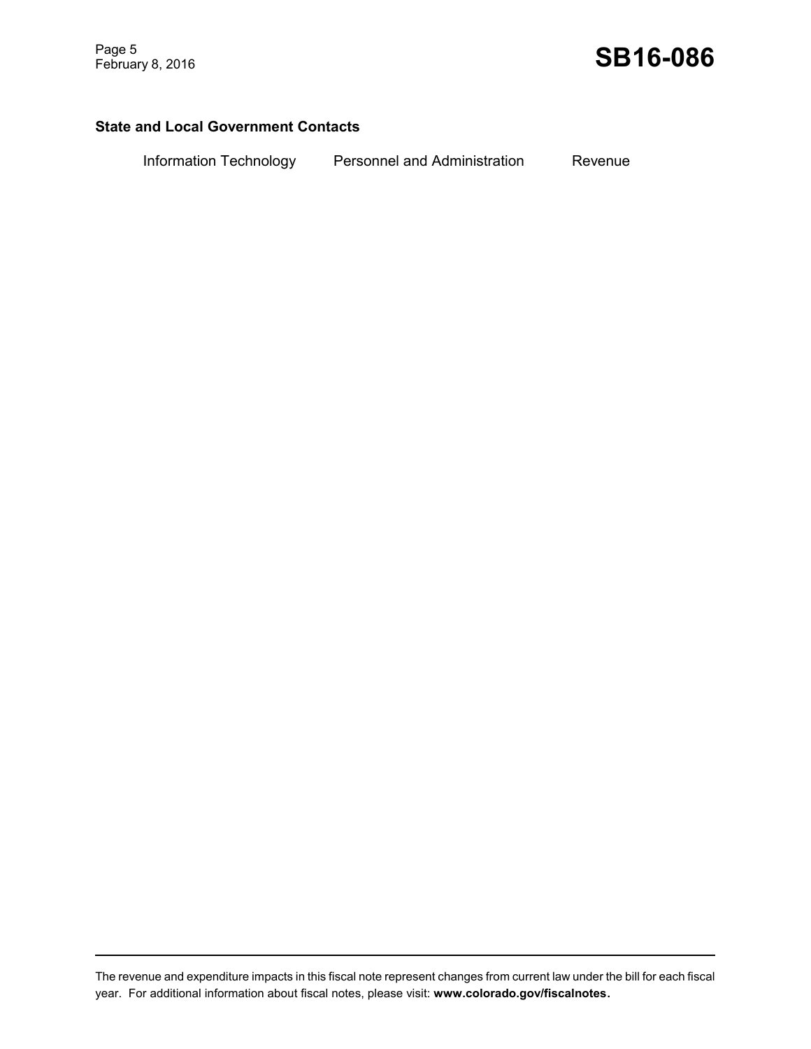### State and Local Government Contacts

Information Technology Personnel and Administration Revenue

The revenue and expenditure impacts in this fiscal note represent changes from current law under the bill for each fiscal year. For additional information about fiscal notes, please visit: **www.colorado.gov/fiscalnotes.**